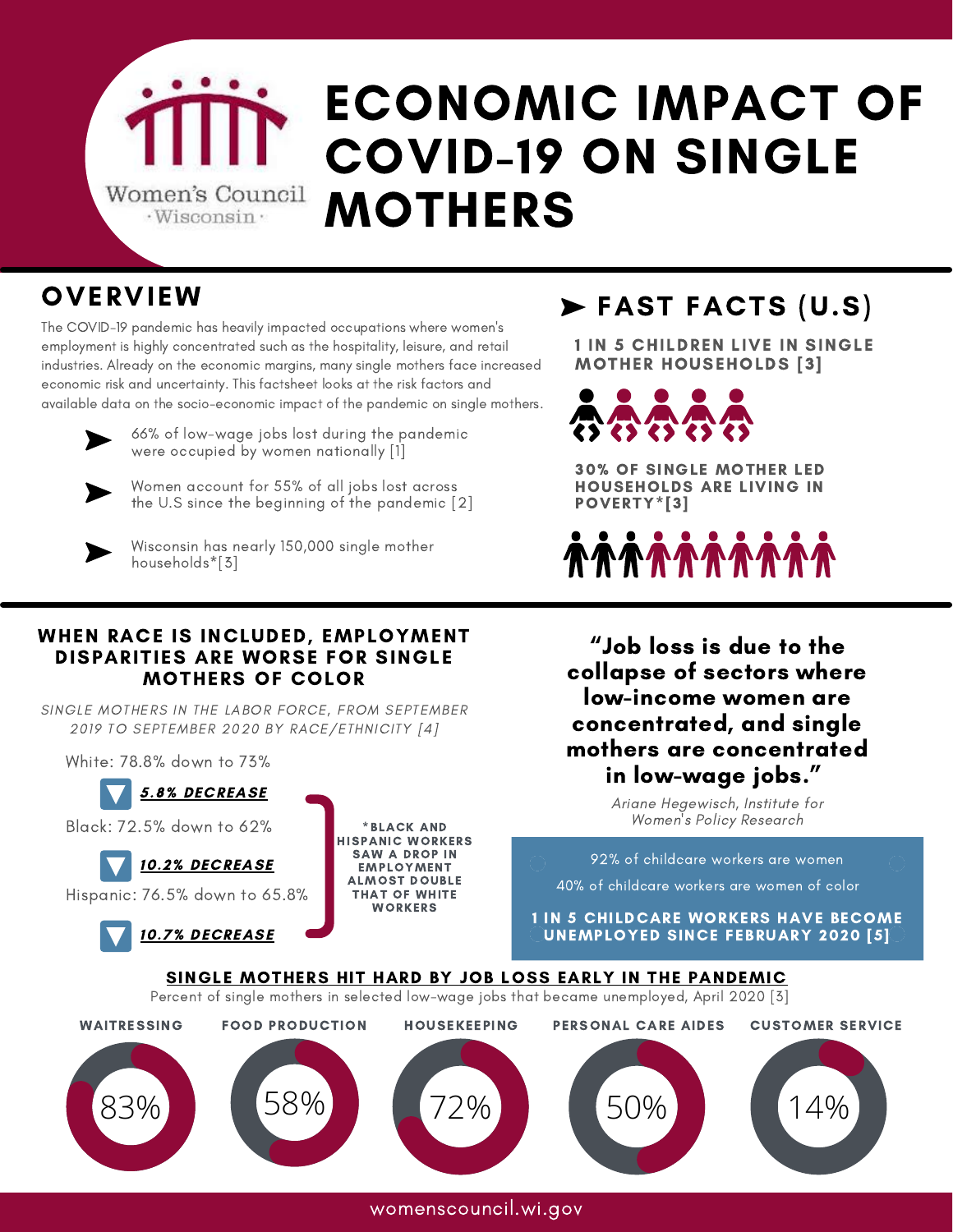Women's Council · Wisconsin ·

# ECONOMIC IMPACT OF COVID-19 ON SINGLE MOTHERS

## OVERVIEW

The COVID-19 pandemic has heavily impacted occupations where women's employment is highly concentrated such as the hospitality, leisure, and retail industries. Already on the economic margins, many single mothers face increased economic risk and uncertainty. This factsheet looks at the risk factors and available data on the socio-economic impact of the pandemic on single mothers.

- 66% of low-wage jobs lost during the pandemic were occupied by women nationally [1]
- Women account for 55% of all jobs lost across the U.S since the beginning of the pandemic [2]
- Wisconsin has nearly 150,000 single mother households*[3]

## FAST FACTS (U.S)

**1 IN 5 CHILDREN LIVE IN SINGLE MOTHER HOUSEHOLDS [3]**

**30% OF SINGLE MOTHER LED HOUSEHOLDS ARE LIVING IN POVERTY*[3]**

## WHEN RACE IS INCLUDED, EMPLOYMENT DISPARITIES ARE WORSE FOR SINGLE MOTHERS OF COLOR

*SINGLE MOTHERS IN THE LABOR FORCE, FROM SEPTEMBER 2019 TO SEPTEMBER 2020 BY RACE/ETHNICITY [4]*

White: 78.8% down to 73%

***5.8% DECREASE***

Black: 72.5% down to 62%

***10.2% DECREASE***

Hispanic: 76.5% down to 65.8%

***10.7% DECREASE***

**\*BLACK AND HISPANIC WORKERS SAW A DROP IN EMPLOYMENT ALMOST DOUBLE THAT OF WHITE WORKERS**

**"Job loss is due to the collapse of sectors where low-income women are concentrated, and single mothers are concentrated in low-wage jobs."**

*Ariane Hegewisch, Institute for Women's Policy Research*

92% of childcare workers are women

40% of childcare workers are women of color

**1 IN 5 CHILDCARE WORKERS HAVE BECOME UNEMPLOYED SINCE FEBRUARY 2020 [5]**

## SINGLE MOTHERS HIT HARD BY JOB LOSS EARLY IN THE PANDEMIC

Percent of single mothers in selected low-wage jobs that became unemployed, April 2020 [3]

| WAITRESSING | FOOD PRODUCTION | HOUSEKEEPING | PERSONAL CARE AIDES | CUSTOMER SERVICE |
|---|---|---|---|---|
| 83% | 58% | 72% | 50% | 14% |

womenscouncil.wi.gov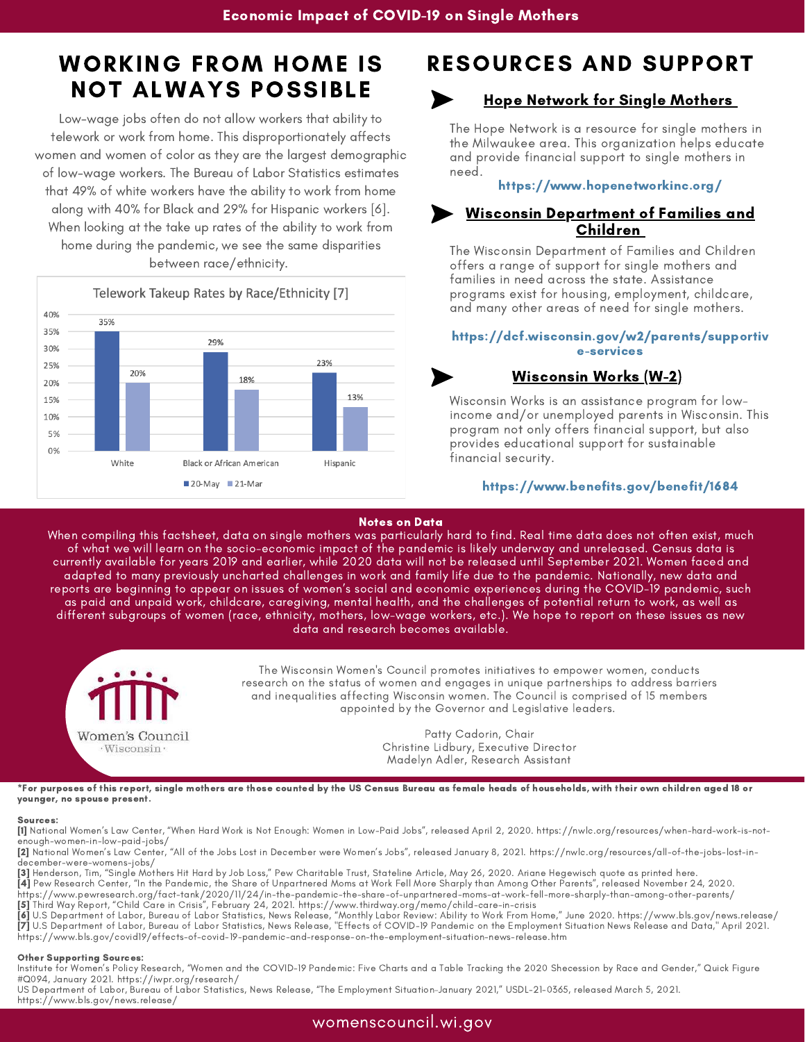Economic Impact of COVID-19 on Single Mothers

## WORKING FROM HOME IS NOT ALWAYS POSSIBLE

Low-wage jobs often do not allow workers that ability to telework or work from home. This disproportionately affects women and women of color as they are the largest demographic of low-wage workers. The Bureau of Labor Statistics estimates that 49% of white workers have the ability to work from home along with 40% for Black and 29% for Hispanic workers [6]. When looking at the take up rates of the ability to work from home during the pandemic, we see the same disparities between race/ethnicity.

Telework Takeup Rates by Race/Ethnicity [7]

40%
35%
30%
25%
20%
15%
10%
5%
0%

35%
20%
29%
18%
23%
13%

White
Black or African American
Hispanic

20-May
21-Mar

## RESOURCES AND SUPPORT

### Hope Network for Single Mothers

The Hope Network is a resource for single mothers in the Milwaukee area. This organization helps educate and provide financial support to single mothers in need.

**https://www.hopenetworkinc.org/**

### Wisconsin Department of Families and Children

The Wisconsin Department of Families and Children offers a range of support for single mothers and families in need across the state. Assistance programs exist for housing, employment, childcare, and many other areas of need for single mothers.

**https://dcf.wisconsin.gov/w2/parents/supportive-services**

### Wisconsin Works (W-2)

Wisconsin Works is an assistance program for low-income and/or unemployed parents in Wisconsin. This program not only offers financial support, but also provides educational support for sustainable financial security.

**https://www.benefits.gov/benefit/1684**

### Notes on Data

When compiling this factsheet, data on single mothers was particularly hard to find. Real time data does not often exist, much of what we will learn on the socio-economic impact of the pandemic is likely underway and unreleased. Census data is currently available for years 2019 and earlier, while 2020 data will not be released until September 2021. Women faced and adapted to many previously uncharted challenges in work and family life due to the pandemic. Nationally, new data and reports are beginning to appear on issues of women's social and economic experiences during the COVID-19 pandemic, such as paid and unpaid work, childcare, caregiving, mental health, and the challenges of potential return to work, as well as different subgroups of women (race, ethnicity, mothers, low-wage workers, etc.). We hope to report on these issues as new data and research becomes available.

Women's Council · Wisconsin ·

The Wisconsin Women's Council promotes initiatives to empower women, conducts research on the status of women and engages in unique partnerships to address barriers and inequalities affecting Wisconsin women. The Council is comprised of 15 members appointed by the Governor and Legislative leaders.

Patty Cadorin, Chair
Christine Lidbury, Executive Director
Madelyn Adler, Research Assistant

***For purposes of this report, single mothers are those counted by the US Census Bureau as female heads of households, with their own children aged 18 or younger, no spouse present.**

**Sources:**

**[1]** National Women's Law Center, "When Hard Work is Not Enough: Women in Low-Paid Jobs", released April 2, 2020. https://nwlc.org/resources/when-hard-work-is-not-enough-women-in-low-paid-jobs/
**[2]** National Women's Law Center, "All of the Jobs Lost in December were Women's Jobs", released January 8, 2021. https://nwlc.org/resources/all-of-the-jobs-lost-in-december-were-womens-jobs/
**[3]** Henderson, Tim, "Single Mothers Hit Hard by Job Loss," Pew Charitable Trust, Stateline Article, May 26, 2020. Ariane Hegewisch quote as printed here.
**[4]** Pew Research Center, "In the Pandemic, the Share of Unpartnered Moms at Work Fell More Sharply than Among Other Parents", released November 24, 2020. https://www.pewresearch.org/fact-tank/2020/11/24/in-the-pandemic-the-share-of-unpartnered-moms-at-work-fell-more-sharply-than-among-other-parents/
**[5]** Third Way Report, "Child Care in Crisis", February 24, 2021. https://www.thirdway.org/memo/child-care-in-crisis
**[6]** U.S Department of Labor, Bureau of Labor Statistics, News Release, "Monthly Labor Review: Ability to Work From Home," June 2020. https://www.bls.gov/news.release/
**[7]** U.S Department of Labor, Bureau of Labor Statistics, News Release, "Effects of COVID-19 Pandemic on the Employment Situation News Release and Data," April 2021. https://www.bls.gov/covid19/effects-of-covid-19-pandemic-and-response-on-the-employment-situation-news-release.htm

**Other Supporting Sources:**

Institute for Women's Policy Research, "Women and the COVID-19 Pandemic: Five Charts and a Table Tracking the 2020 Shecession by Race and Gender," Quick Figure #Q094, January 2021. https://iwpr.org/research/
US Department of Labor, Bureau of Labor Statistics, News Release, "The Employment Situation-January 2021," USDL-21-0365, released March 5, 2021. https://www.bls.gov/news.release/

womenscouncil.wi.gov